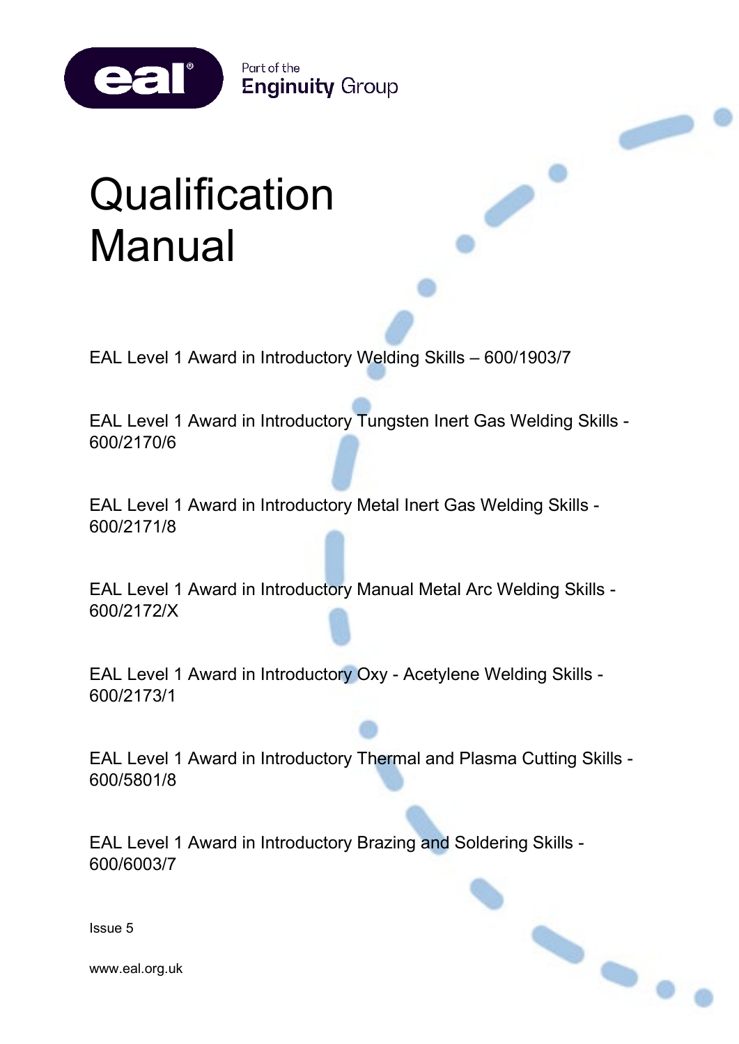Part of the Enginuity Group

# Qualification Manual

EAL Level 1 Award in Introductory Welding Skills – 600/1903/7

EAL Level 1 Award in Introductory Tungsten Inert Gas Welding Skills - 600/2170/6

EAL Level 1 Award in Introductory Metal Inert Gas Welding Skills - 600/2171/8

EAL Level 1 Award in Introductory Manual Metal Arc Welding Skills - 600/2172/X

EAL Level 1 Award in Introductory Oxy - Acetylene Welding Skills - 600/2173/1

EAL Level 1 Award in Introductory Thermal and Plasma Cutting Skills - 600/5801/8

EAL Level 1 Award in Introductory Brazing and Soldering Skills - 600/6003/7

Issue 5

www.eal.org.uk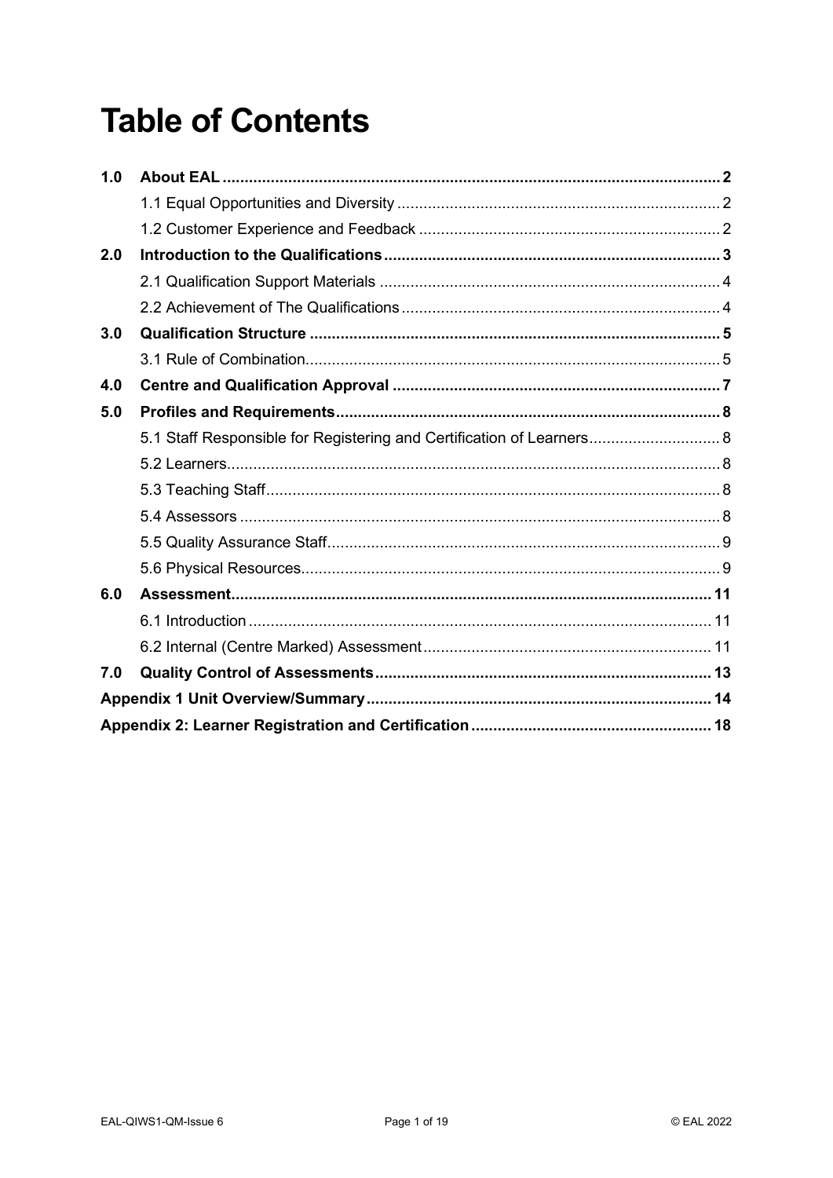# Table of Contents

| | | |
|---|---|---|
| **1.0** | **About EAL** | **2** |
| | 1.1 Equal Opportunities and Diversity | 2 |
| | 1.2 Customer Experience and Feedback | 2 |
| **2.0** | **Introduction to the Qualifications** | **3** |
| | 2.1 Qualification Support Materials | 4 |
| | 2.2 Achievement of The Qualifications | 4 |
| **3.0** | **Qualification Structure** | **5** |
| | 3.1 Rule of Combination | 5 |
| **4.0** | **Centre and Qualification Approval** | **7** |
| **5.0** | **Profiles and Requirements** | **8** |
| | 5.1 Staff Responsible for Registering and Certification of Learners | 8 |
| | 5.2 Learners | 8 |
| | 5.3 Teaching Staff | 8 |
| | 5.4 Assessors | 8 |
| | 5.5 Quality Assurance Staff | 9 |
| | 5.6 Physical Resources | 9 |
| **6.0** | **Assessment** | **11** |
| | 6.1 Introduction | 11 |
| | 6.2 Internal (Centre Marked) Assessment | 11 |
| **7.0** | **Quality Control of Assessments** | **13** |
| **Appendix 1 Unit Overview/Summary** | | **14** |
| **Appendix 2: Learner Registration and Certification** | | **18** |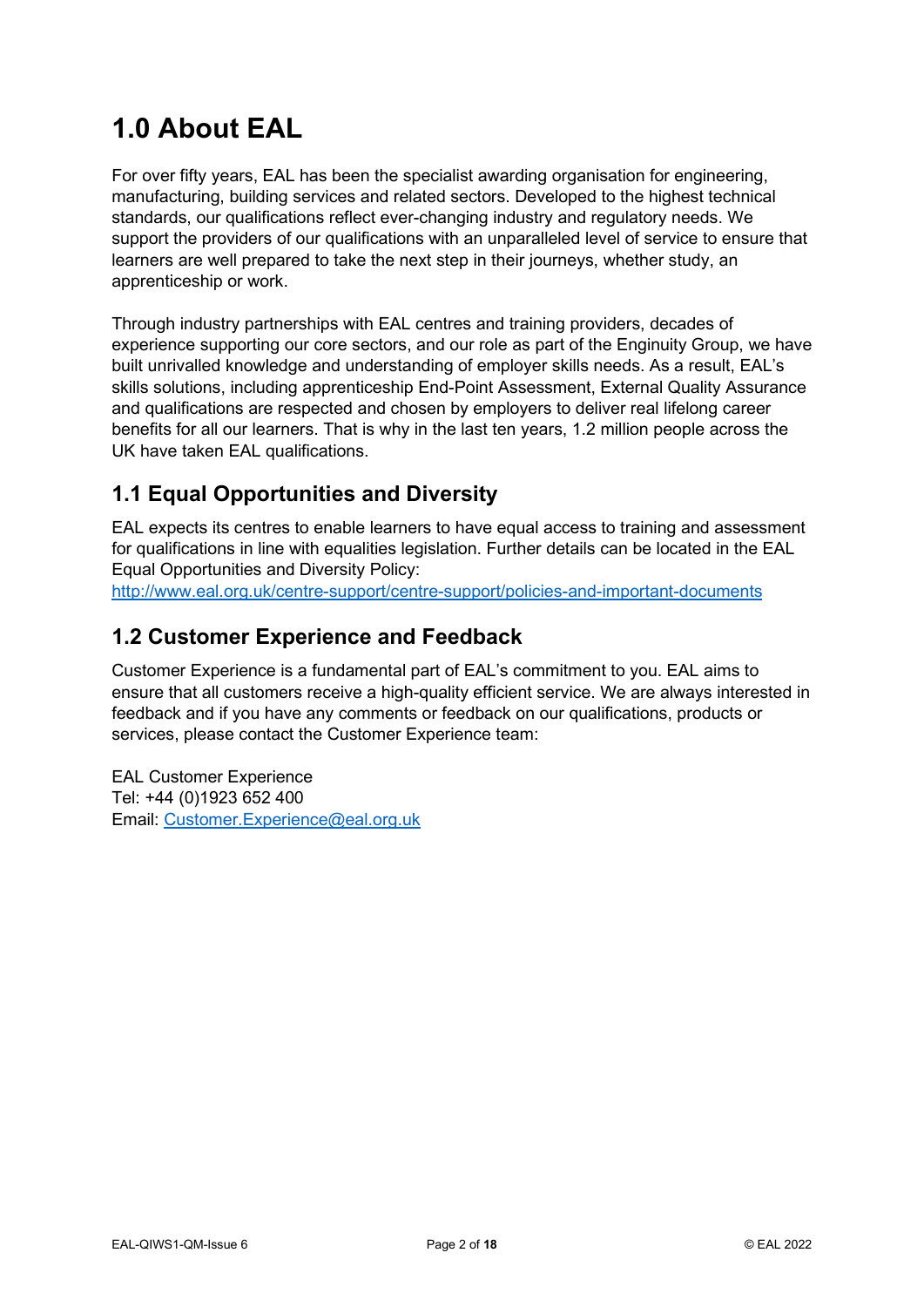# 1.0 About EAL

For over fifty years, EAL has been the specialist awarding organisation for engineering, manufacturing, building services and related sectors. Developed to the highest technical standards, our qualifications reflect ever-changing industry and regulatory needs. We support the providers of our qualifications with an unparalleled level of service to ensure that learners are well prepared to take the next step in their journeys, whether study, an apprenticeship or work.

Through industry partnerships with EAL centres and training providers, decades of experience supporting our core sectors, and our role as part of the Enginuity Group, we have built unrivalled knowledge and understanding of employer skills needs. As a result, EAL's skills solutions, including apprenticeship End-Point Assessment, External Quality Assurance and qualifications are respected and chosen by employers to deliver real lifelong career benefits for all our learners. That is why in the last ten years, 1.2 million people across the UK have taken EAL qualifications.

## 1.1 Equal Opportunities and Diversity

EAL expects its centres to enable learners to have equal access to training and assessment for qualifications in line with equalities legislation. Further details can be located in the EAL Equal Opportunities and Diversity Policy:
http://www.eal.org.uk/centre-support/centre-support/policies-and-important-documents

## 1.2 Customer Experience and Feedback

Customer Experience is a fundamental part of EAL's commitment to you. EAL aims to ensure that all customers receive a high-quality efficient service. We are always interested in feedback and if you have any comments or feedback on our qualifications, products or services, please contact the Customer Experience team:

EAL Customer Experience
Tel: +44 (0)1923 652 400
Email: Customer.Experience@eal.org.uk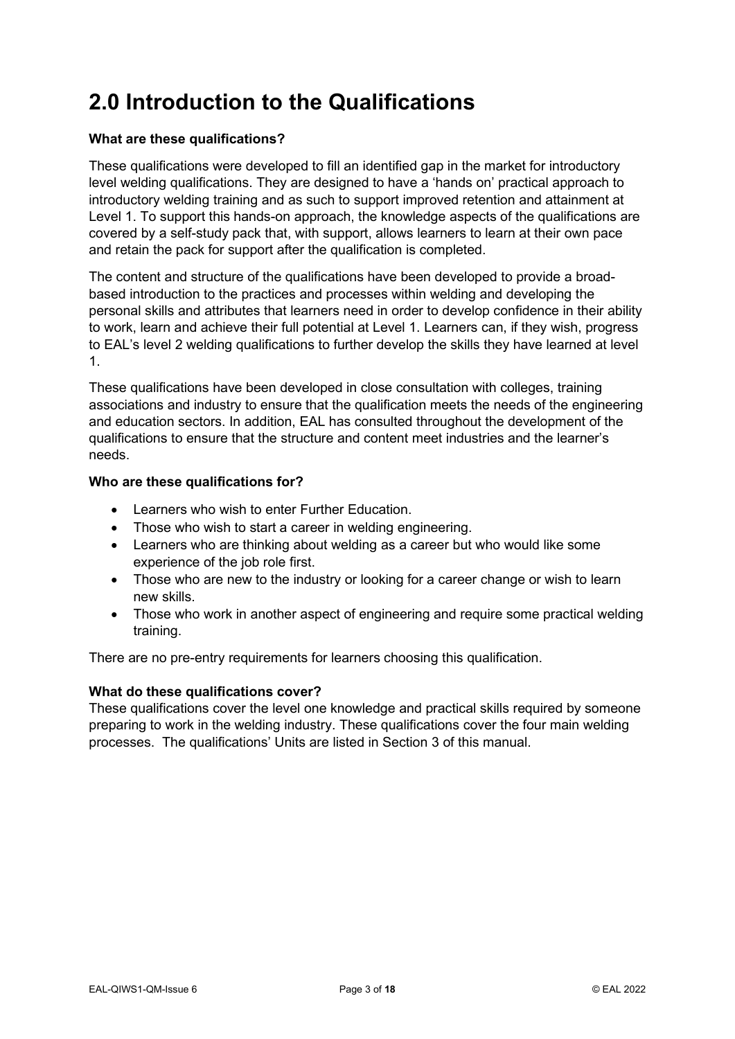# 2.0 Introduction to the Qualifications

**What are these qualifications?**

These qualifications were developed to fill an identified gap in the market for introductory level welding qualifications. They are designed to have a 'hands on' practical approach to introductory welding training and as such to support improved retention and attainment at Level 1. To support this hands-on approach, the knowledge aspects of the qualifications are covered by a self-study pack that, with support, allows learners to learn at their own pace and retain the pack for support after the qualification is completed.

The content and structure of the qualifications have been developed to provide a broad-based introduction to the practices and processes within welding and developing the personal skills and attributes that learners need in order to develop confidence in their ability to work, learn and achieve their full potential at Level 1. Learners can, if they wish, progress to EAL's level 2 welding qualifications to further develop the skills they have learned at level 1.

These qualifications have been developed in close consultation with colleges, training associations and industry to ensure that the qualification meets the needs of the engineering and education sectors. In addition, EAL has consulted throughout the development of the qualifications to ensure that the structure and content meet industries and the learner's needs.

**Who are these qualifications for?**

- Learners who wish to enter Further Education.
- Those who wish to start a career in welding engineering.
- Learners who are thinking about welding as a career but who would like some experience of the job role first.
- Those who are new to the industry or looking for a career change or wish to learn new skills.
- Those who work in another aspect of engineering and require some practical welding training.

There are no pre-entry requirements for learners choosing this qualification.

**What do these qualifications cover?**

These qualifications cover the level one knowledge and practical skills required by someone preparing to work in the welding industry. These qualifications cover the four main welding processes. The qualifications' Units are listed in Section 3 of this manual.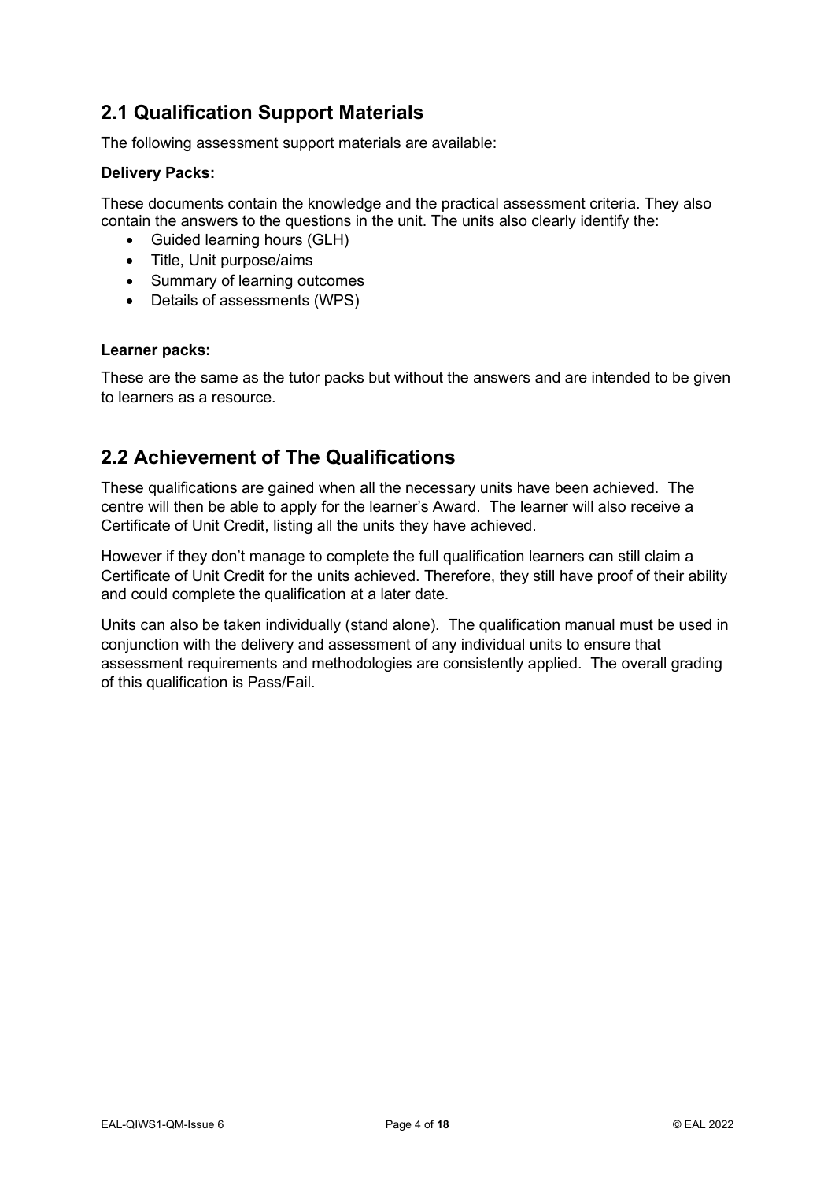## 2.1 Qualification Support Materials

The following assessment support materials are available:

**Delivery Packs:**

These documents contain the knowledge and the practical assessment criteria. They also contain the answers to the questions in the unit. The units also clearly identify the:

- Guided learning hours (GLH)
- Title, Unit purpose/aims
- Summary of learning outcomes
- Details of assessments (WPS)

**Learner packs:**

These are the same as the tutor packs but without the answers and are intended to be given to learners as a resource.

## 2.2 Achievement of The Qualifications

These qualifications are gained when all the necessary units have been achieved. The centre will then be able to apply for the learner's Award. The learner will also receive a Certificate of Unit Credit, listing all the units they have achieved.

However if they don't manage to complete the full qualification learners can still claim a Certificate of Unit Credit for the units achieved. Therefore, they still have proof of their ability and could complete the qualification at a later date.

Units can also be taken individually (stand alone). The qualification manual must be used in conjunction with the delivery and assessment of any individual units to ensure that assessment requirements and methodologies are consistently applied. The overall grading of this qualification is Pass/Fail.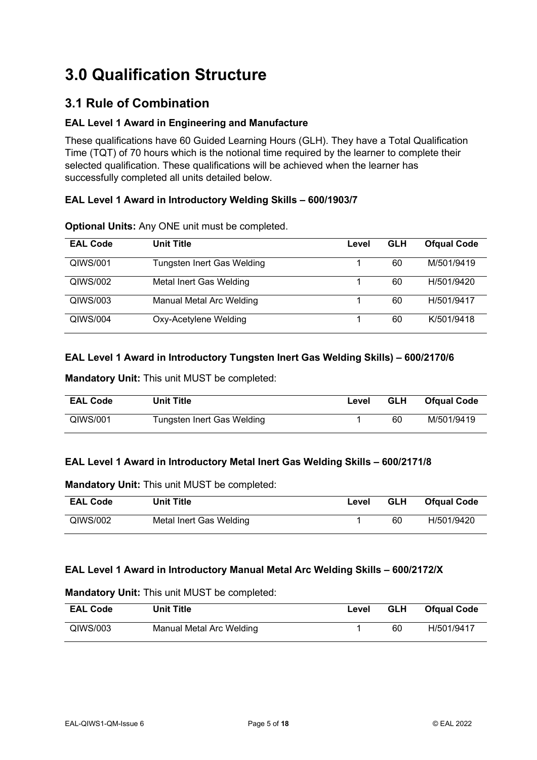# 3.0 Qualification Structure

## 3.1 Rule of Combination

**EAL Level 1 Award in Engineering and Manufacture**

These qualifications have 60 Guided Learning Hours (GLH). They have a Total Qualification Time (TQT) of 70 hours which is the notional time required by the learner to complete their selected qualification. These qualifications will be achieved when the learner has successfully completed all units detailed below.

**EAL Level 1 Award in Introductory Welding Skills – 600/1903/7**

**Optional Units:** Any ONE unit must be completed.

| EAL Code | Unit Title | Level | GLH | Ofqual Code |
|---|---|---|---|---|
| QIWS/001 | Tungsten Inert Gas Welding | 1 | 60 | M/501/9419 |
| QIWS/002 | Metal Inert Gas Welding | 1 | 60 | H/501/9420 |
| QIWS/003 | Manual Metal Arc Welding | 1 | 60 | H/501/9417 |
| QIWS/004 | Oxy-Acetylene Welding | 1 | 60 | K/501/9418 |

**EAL Level 1 Award in Introductory Tungsten Inert Gas Welding Skills) – 600/2170/6**

**Mandatory Unit:** This unit MUST be completed:

| EAL Code | Unit Title | Level | GLH | Ofqual Code |
|---|---|---|---|---|
| QIWS/001 | Tungsten Inert Gas Welding | 1 | 60 | M/501/9419 |

**EAL Level 1 Award in Introductory Metal Inert Gas Welding Skills – 600/2171/8**

**Mandatory Unit:** This unit MUST be completed:

| EAL Code | Unit Title | Level | GLH | Ofqual Code |
|---|---|---|---|---|
| QIWS/002 | Metal Inert Gas Welding | 1 | 60 | H/501/9420 |

**EAL Level 1 Award in Introductory Manual Metal Arc Welding Skills – 600/2172/X**

**Mandatory Unit:** This unit MUST be completed:

| EAL Code | Unit Title | Level | GLH | Ofqual Code |
|---|---|---|---|---|
| QIWS/003 | Manual Metal Arc Welding | 1 | 60 | H/501/9417 |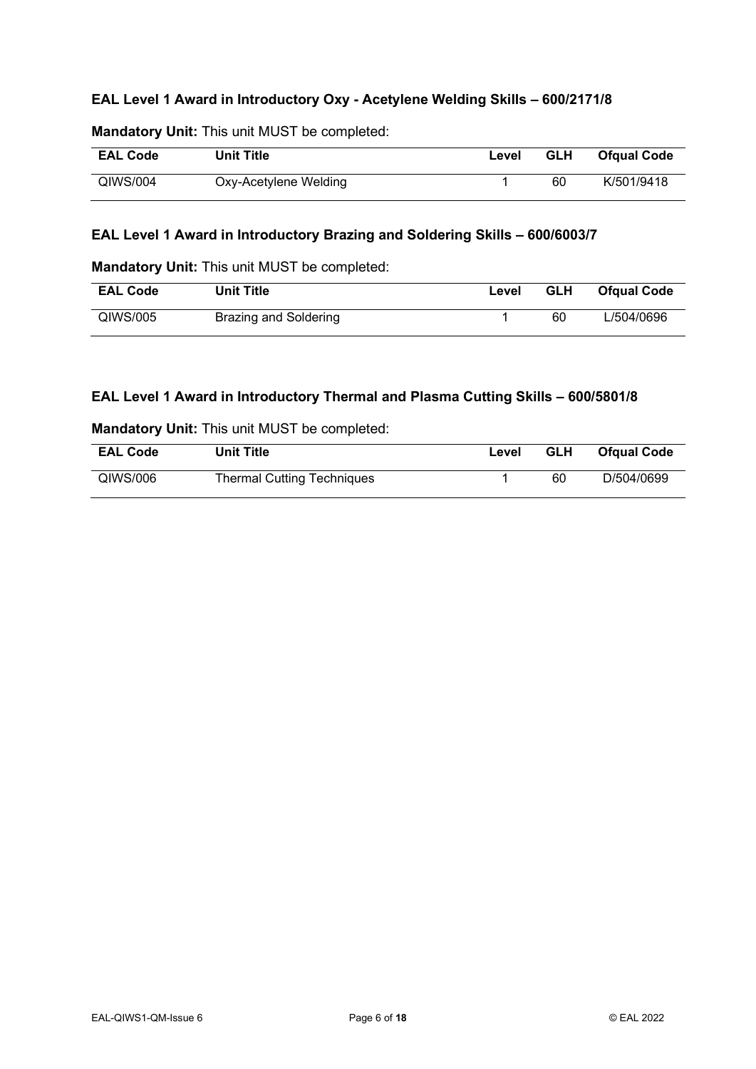### EAL Level 1 Award in Introductory Oxy - Acetylene Welding Skills – 600/2171/8

**Mandatory Unit:** This unit MUST be completed:

| EAL Code | Unit Title | Level | GLH | Ofqual Code |
|---|---|---|---|---|
| QIWS/004 | Oxy-Acetylene Welding | 1 | 60 | K/501/9418 |

### EAL Level 1 Award in Introductory Brazing and Soldering Skills – 600/6003/7

**Mandatory Unit:** This unit MUST be completed:

| EAL Code | Unit Title | Level | GLH | Ofqual Code |
|---|---|---|---|---|
| QIWS/005 | Brazing and Soldering | 1 | 60 | L/504/0696 |

### EAL Level 1 Award in Introductory Thermal and Plasma Cutting Skills – 600/5801/8

**Mandatory Unit:** This unit MUST be completed:

| EAL Code | Unit Title | Level | GLH | Ofqual Code |
|---|---|---|---|---|
| QIWS/006 | Thermal Cutting Techniques | 1 | 60 | D/504/0699 |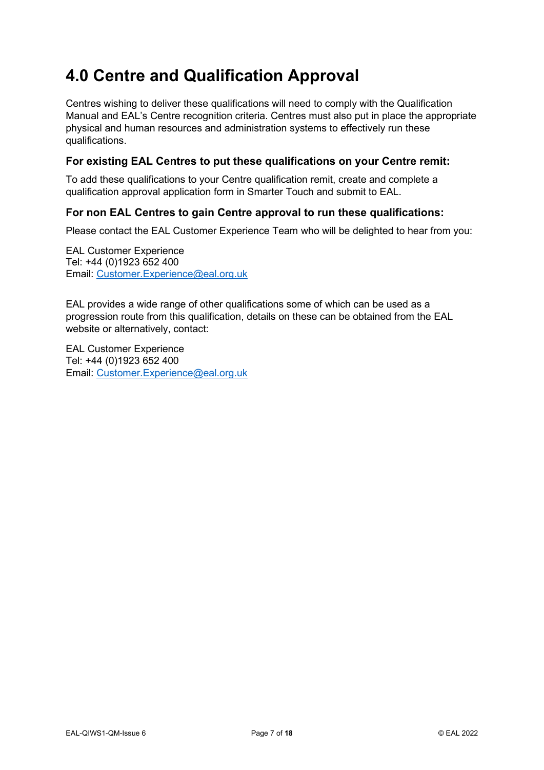# 4.0 Centre and Qualification Approval

Centres wishing to deliver these qualifications will need to comply with the Qualification Manual and EAL's Centre recognition criteria. Centres must also put in place the appropriate physical and human resources and administration systems to effectively run these qualifications.

### For existing EAL Centres to put these qualifications on your Centre remit:

To add these qualifications to your Centre qualification remit, create and complete a qualification approval application form in Smarter Touch and submit to EAL.

### For non EAL Centres to gain Centre approval to run these qualifications:

Please contact the EAL Customer Experience Team who will be delighted to hear from you:

EAL Customer Experience
Tel: +44 (0)1923 652 400
Email: Customer.Experience@eal.org.uk

EAL provides a wide range of other qualifications some of which can be used as a progression route from this qualification, details on these can be obtained from the EAL website or alternatively, contact:

EAL Customer Experience
Tel: +44 (0)1923 652 400
Email: Customer.Experience@eal.org.uk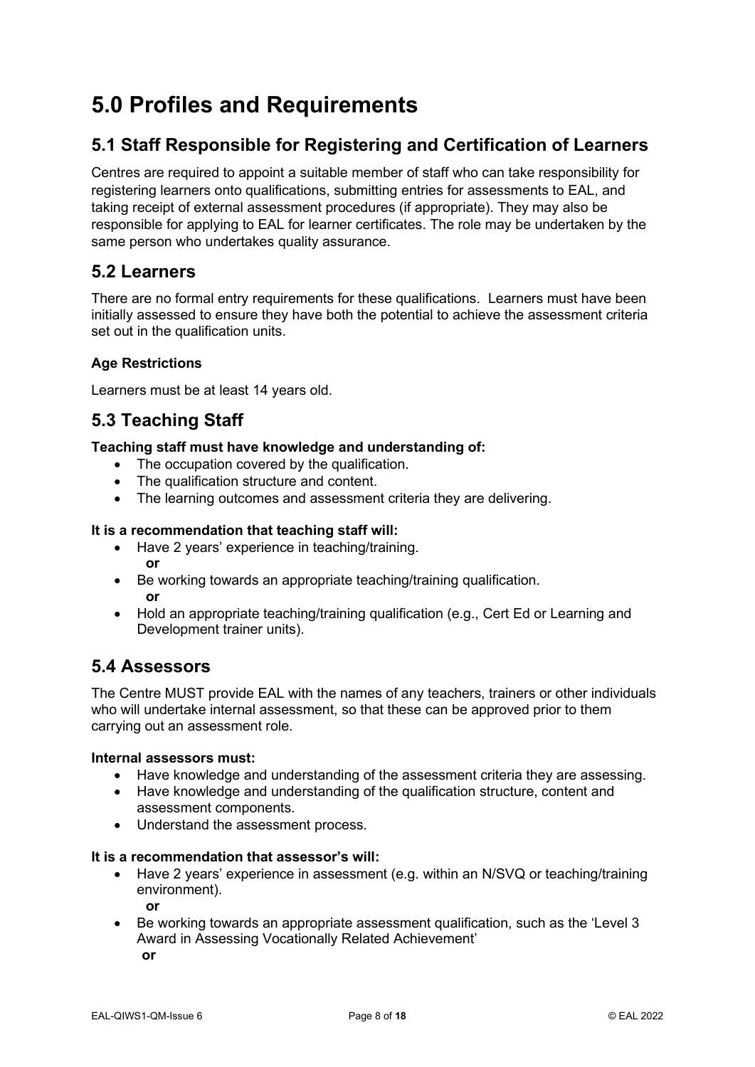# 5.0 Profiles and Requirements

## 5.1 Staff Responsible for Registering and Certification of Learners

Centres are required to appoint a suitable member of staff who can take responsibility for registering learners onto qualifications, submitting entries for assessments to EAL, and taking receipt of external assessment procedures (if appropriate). They may also be responsible for applying to EAL for learner certificates. The role may be undertaken by the same person who undertakes quality assurance.

## 5.2 Learners

There are no formal entry requirements for these qualifications. Learners must have been initially assessed to ensure they have both the potential to achieve the assessment criteria set out in the qualification units.

**Age Restrictions**

Learners must be at least 14 years old.

## 5.3 Teaching Staff

**Teaching staff must have knowledge and understanding of:**

- The occupation covered by the qualification.
- The qualification structure and content.
- The learning outcomes and assessment criteria they are delivering.

**It is a recommendation that teaching staff will:**

- Have 2 years' experience in teaching/training.
  **or**
- Be working towards an appropriate teaching/training qualification.
  **or**
- Hold an appropriate teaching/training qualification (e.g., Cert Ed or Learning and Development trainer units).

## 5.4 Assessors

The Centre MUST provide EAL with the names of any teachers, trainers or other individuals who will undertake internal assessment, so that these can be approved prior to them carrying out an assessment role.

**Internal assessors must:**

- Have knowledge and understanding of the assessment criteria they are assessing.
- Have knowledge and understanding of the qualification structure, content and assessment components.
- Understand the assessment process.

**It is a recommendation that assessor's will:**

- Have 2 years' experience in assessment (e.g. within an N/SVQ or teaching/training environment).
  **or**
- Be working towards an appropriate assessment qualification, such as the 'Level 3 Award in Assessing Vocationally Related Achievement'
  **or**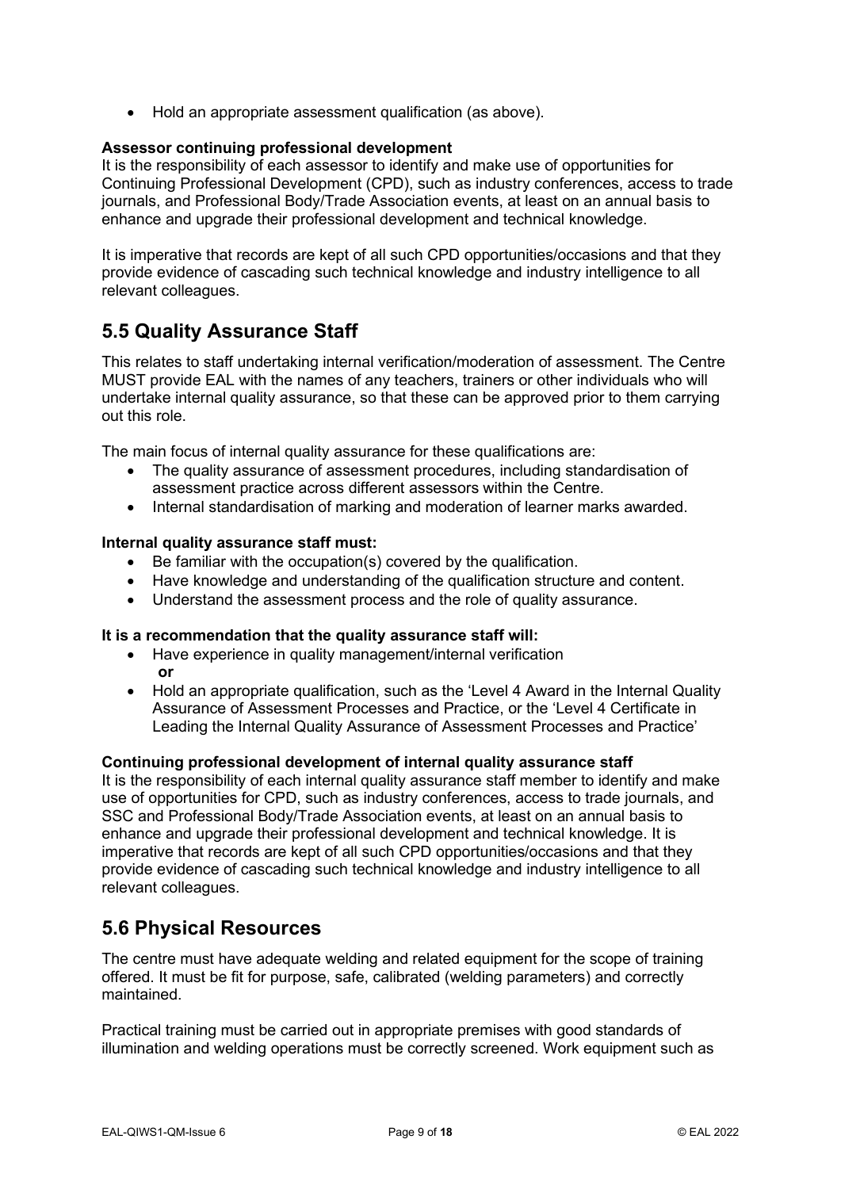- Hold an appropriate assessment qualification (as above).

**Assessor continuing professional development**
It is the responsibility of each assessor to identify and make use of opportunities for Continuing Professional Development (CPD), such as industry conferences, access to trade journals, and Professional Body/Trade Association events, at least on an annual basis to enhance and upgrade their professional development and technical knowledge.

It is imperative that records are kept of all such CPD opportunities/occasions and that they provide evidence of cascading such technical knowledge and industry intelligence to all relevant colleagues.

## 5.5 Quality Assurance Staff

This relates to staff undertaking internal verification/moderation of assessment. The Centre MUST provide EAL with the names of any teachers, trainers or other individuals who will undertake internal quality assurance, so that these can be approved prior to them carrying out this role.

The main focus of internal quality assurance for these qualifications are:

- The quality assurance of assessment procedures, including standardisation of assessment practice across different assessors within the Centre.
- Internal standardisation of marking and moderation of learner marks awarded.

**Internal quality assurance staff must:**

- Be familiar with the occupation(s) covered by the qualification.
- Have knowledge and understanding of the qualification structure and content.
- Understand the assessment process and the role of quality assurance.

**It is a recommendation that the quality assurance staff will:**

- Have experience in quality management/internal verification
  **or**
- Hold an appropriate qualification, such as the 'Level 4 Award in the Internal Quality Assurance of Assessment Processes and Practice, or the 'Level 4 Certificate in Leading the Internal Quality Assurance of Assessment Processes and Practice'

**Continuing professional development of internal quality assurance staff**
It is the responsibility of each internal quality assurance staff member to identify and make use of opportunities for CPD, such as industry conferences, access to trade journals, and SSC and Professional Body/Trade Association events, at least on an annual basis to enhance and upgrade their professional development and technical knowledge. It is imperative that records are kept of all such CPD opportunities/occasions and that they provide evidence of cascading such technical knowledge and industry intelligence to all relevant colleagues.

## 5.6 Physical Resources

The centre must have adequate welding and related equipment for the scope of training offered. It must be fit for purpose, safe, calibrated (welding parameters) and correctly maintained.

Practical training must be carried out in appropriate premises with good standards of illumination and welding operations must be correctly screened. Work equipment such as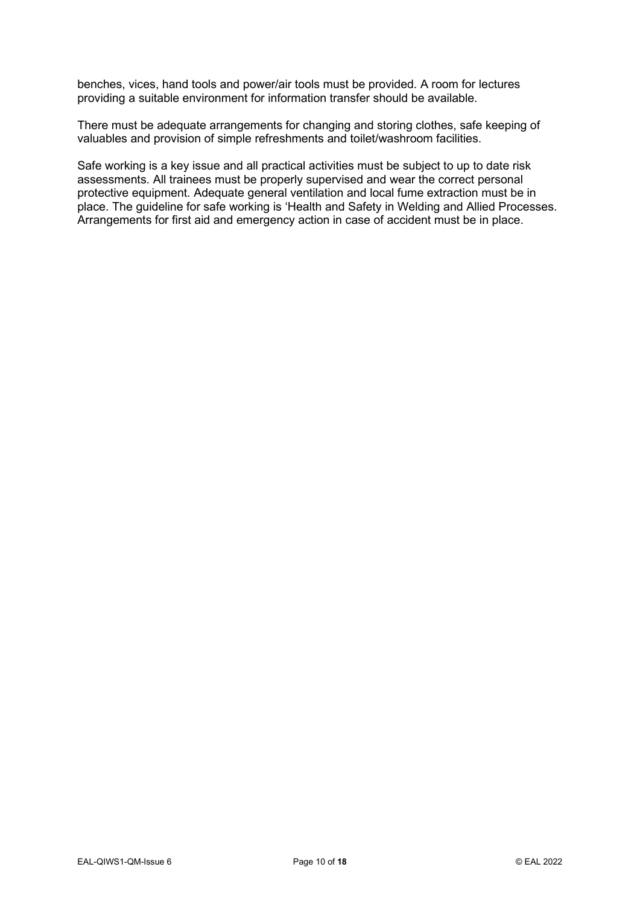benches, vices, hand tools and power/air tools must be provided. A room for lectures providing a suitable environment for information transfer should be available.

There must be adequate arrangements for changing and storing clothes, safe keeping of valuables and provision of simple refreshments and toilet/washroom facilities.

Safe working is a key issue and all practical activities must be subject to up to date risk assessments. All trainees must be properly supervised and wear the correct personal protective equipment. Adequate general ventilation and local fume extraction must be in place. The guideline for safe working is 'Health and Safety in Welding and Allied Processes. Arrangements for first aid and emergency action in case of accident must be in place.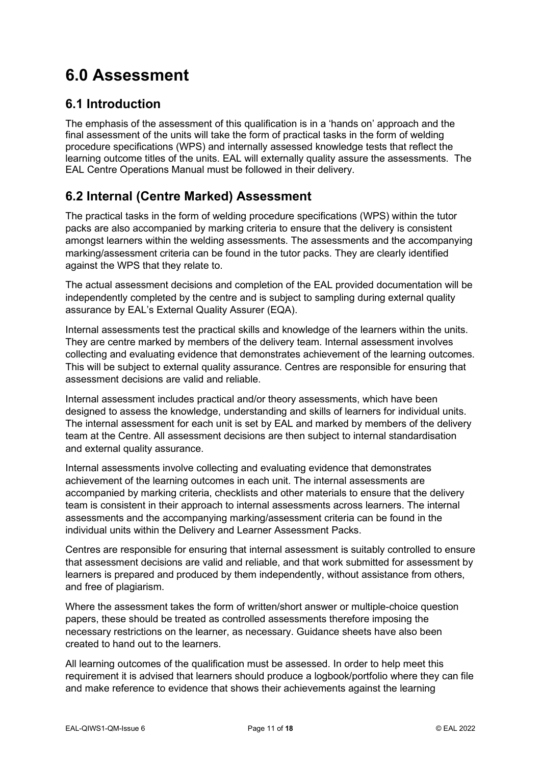# 6.0 Assessment

## 6.1 Introduction

The emphasis of the assessment of this qualification is in a 'hands on' approach and the final assessment of the units will take the form of practical tasks in the form of welding procedure specifications (WPS) and internally assessed knowledge tests that reflect the learning outcome titles of the units. EAL will externally quality assure the assessments. The EAL Centre Operations Manual must be followed in their delivery.

## 6.2 Internal (Centre Marked) Assessment

The practical tasks in the form of welding procedure specifications (WPS) within the tutor packs are also accompanied by marking criteria to ensure that the delivery is consistent amongst learners within the welding assessments. The assessments and the accompanying marking/assessment criteria can be found in the tutor packs. They are clearly identified against the WPS that they relate to.

The actual assessment decisions and completion of the EAL provided documentation will be independently completed by the centre and is subject to sampling during external quality assurance by EAL's External Quality Assurer (EQA).

Internal assessments test the practical skills and knowledge of the learners within the units. They are centre marked by members of the delivery team. Internal assessment involves collecting and evaluating evidence that demonstrates achievement of the learning outcomes. This will be subject to external quality assurance. Centres are responsible for ensuring that assessment decisions are valid and reliable.

Internal assessment includes practical and/or theory assessments, which have been designed to assess the knowledge, understanding and skills of learners for individual units. The internal assessment for each unit is set by EAL and marked by members of the delivery team at the Centre. All assessment decisions are then subject to internal standardisation and external quality assurance.

Internal assessments involve collecting and evaluating evidence that demonstrates achievement of the learning outcomes in each unit. The internal assessments are accompanied by marking criteria, checklists and other materials to ensure that the delivery team is consistent in their approach to internal assessments across learners. The internal assessments and the accompanying marking/assessment criteria can be found in the individual units within the Delivery and Learner Assessment Packs.

Centres are responsible for ensuring that internal assessment is suitably controlled to ensure that assessment decisions are valid and reliable, and that work submitted for assessment by learners is prepared and produced by them independently, without assistance from others, and free of plagiarism.

Where the assessment takes the form of written/short answer or multiple-choice question papers, these should be treated as controlled assessments therefore imposing the necessary restrictions on the learner, as necessary. Guidance sheets have also been created to hand out to the learners.

All learning outcomes of the qualification must be assessed. In order to help meet this requirement it is advised that learners should produce a logbook/portfolio where they can file and make reference to evidence that shows their achievements against the learning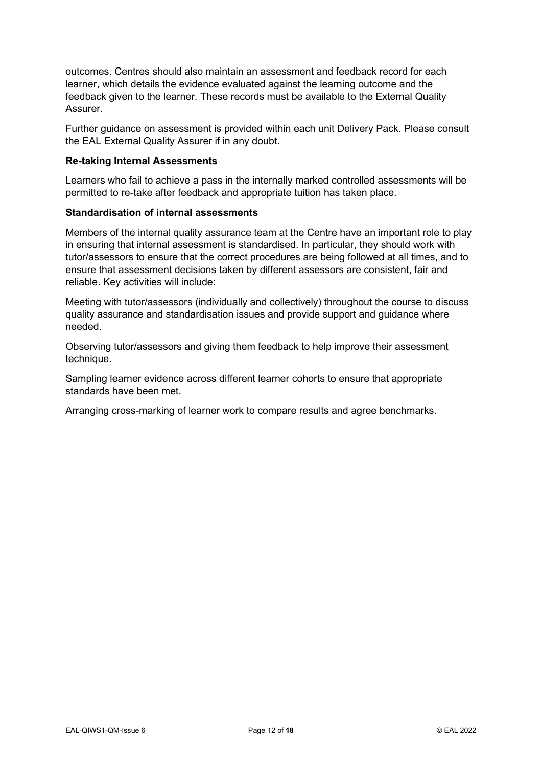outcomes. Centres should also maintain an assessment and feedback record for each learner, which details the evidence evaluated against the learning outcome and the feedback given to the learner. These records must be available to the External Quality Assurer.

Further guidance on assessment is provided within each unit Delivery Pack. Please consult the EAL External Quality Assurer if in any doubt.

**Re-taking Internal Assessments**

Learners who fail to achieve a pass in the internally marked controlled assessments will be permitted to re-take after feedback and appropriate tuition has taken place.

**Standardisation of internal assessments**

Members of the internal quality assurance team at the Centre have an important role to play in ensuring that internal assessment is standardised. In particular, they should work with tutor/assessors to ensure that the correct procedures are being followed at all times, and to ensure that assessment decisions taken by different assessors are consistent, fair and reliable. Key activities will include:

Meeting with tutor/assessors (individually and collectively) throughout the course to discuss quality assurance and standardisation issues and provide support and guidance where needed.

Observing tutor/assessors and giving them feedback to help improve their assessment technique.

Sampling learner evidence across different learner cohorts to ensure that appropriate standards have been met.

Arranging cross-marking of learner work to compare results and agree benchmarks.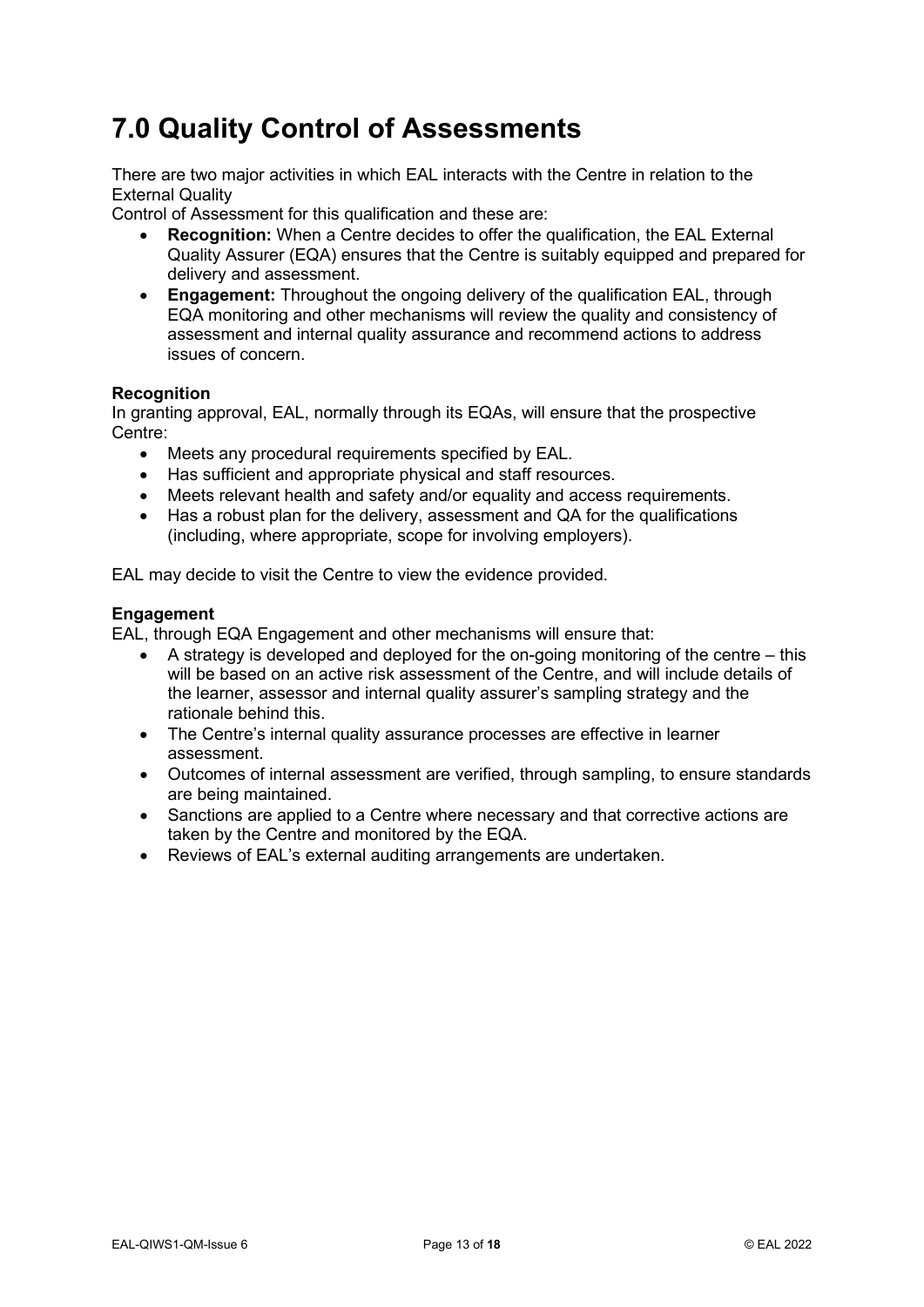# 7.0 Quality Control of Assessments

There are two major activities in which EAL interacts with the Centre in relation to the External Quality Control of Assessment for this qualification and these are:

- **Recognition:** When a Centre decides to offer the qualification, the EAL External Quality Assurer (EQA) ensures that the Centre is suitably equipped and prepared for delivery and assessment.
- **Engagement:** Throughout the ongoing delivery of the qualification EAL, through EQA monitoring and other mechanisms will review the quality and consistency of assessment and internal quality assurance and recommend actions to address issues of concern.

**Recognition**

In granting approval, EAL, normally through its EQAs, will ensure that the prospective Centre:

- Meets any procedural requirements specified by EAL.
- Has sufficient and appropriate physical and staff resources.
- Meets relevant health and safety and/or equality and access requirements.
- Has a robust plan for the delivery, assessment and QA for the qualifications (including, where appropriate, scope for involving employers).

EAL may decide to visit the Centre to view the evidence provided.

**Engagement**

EAL, through EQA Engagement and other mechanisms will ensure that:

- A strategy is developed and deployed for the on-going monitoring of the centre – this will be based on an active risk assessment of the Centre, and will include details of the learner, assessor and internal quality assurer's sampling strategy and the rationale behind this.
- The Centre's internal quality assurance processes are effective in learner assessment.
- Outcomes of internal assessment are verified, through sampling, to ensure standards are being maintained.
- Sanctions are applied to a Centre where necessary and that corrective actions are taken by the Centre and monitored by the EQA.
- Reviews of EAL's external auditing arrangements are undertaken.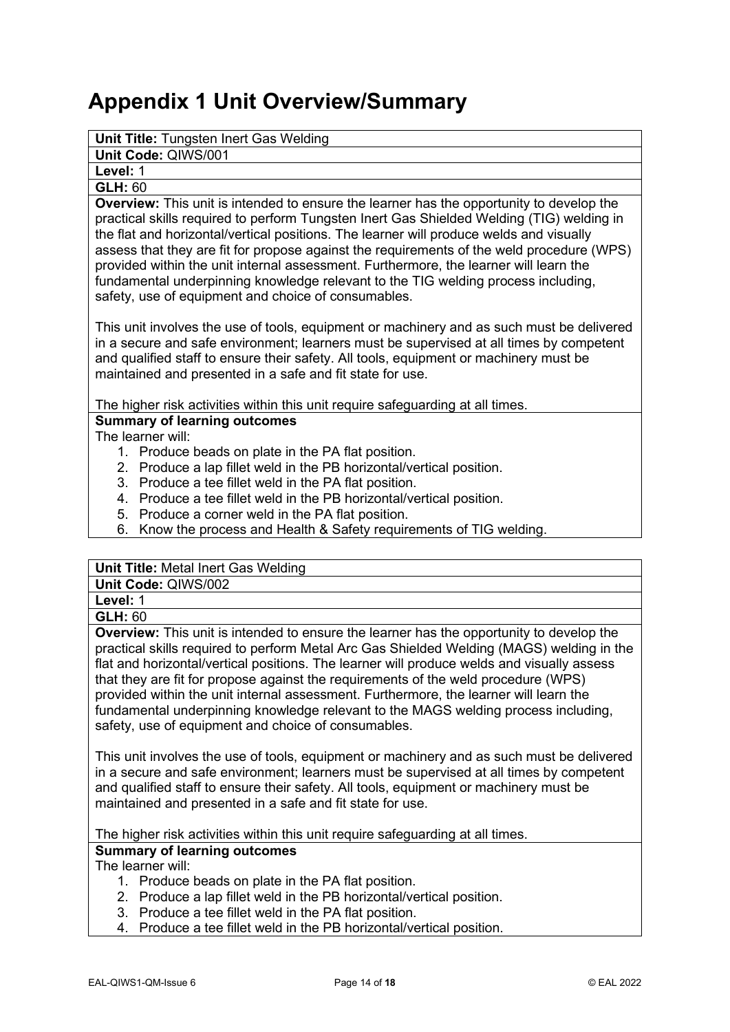# Appendix 1 Unit Overview/Summary

**Unit Title:** Tungsten Inert Gas Welding

**Unit Code:** QIWS/001

**Level:** 1

**GLH:** 60

**Overview:** This unit is intended to ensure the learner has the opportunity to develop the practical skills required to perform Tungsten Inert Gas Shielded Welding (TIG) welding in the flat and horizontal/vertical positions. The learner will produce welds and visually assess that they are fit for propose against the requirements of the weld procedure (WPS) provided within the unit internal assessment. Furthermore, the learner will learn the fundamental underpinning knowledge relevant to the TIG welding process including, safety, use of equipment and choice of consumables.

This unit involves the use of tools, equipment or machinery and as such must be delivered in a secure and safe environment; learners must be supervised at all times by competent and qualified staff to ensure their safety. All tools, equipment or machinery must be maintained and presented in a safe and fit state for use.

The higher risk activities within this unit require safeguarding at all times.

**Summary of learning outcomes**

The learner will:

1. Produce beads on plate in the PA flat position.
2. Produce a lap fillet weld in the PB horizontal/vertical position.
3. Produce a tee fillet weld in the PA flat position.
4. Produce a tee fillet weld in the PB horizontal/vertical position.
5. Produce a corner weld in the PA flat position.
6. Know the process and Health & Safety requirements of TIG welding.

---

**Unit Title:** Metal Inert Gas Welding

**Unit Code:** QIWS/002

**Level:** 1

**GLH:** 60

**Overview:** This unit is intended to ensure the learner has the opportunity to develop the practical skills required to perform Metal Arc Gas Shielded Welding (MAGS) welding in the flat and horizontal/vertical positions. The learner will produce welds and visually assess that they are fit for propose against the requirements of the weld procedure (WPS) provided within the unit internal assessment. Furthermore, the learner will learn the fundamental underpinning knowledge relevant to the MAGS welding process including, safety, use of equipment and choice of consumables.

This unit involves the use of tools, equipment or machinery and as such must be delivered in a secure and safe environment; learners must be supervised at all times by competent and qualified staff to ensure their safety. All tools, equipment or machinery must be maintained and presented in a safe and fit state for use.

The higher risk activities within this unit require safeguarding at all times.

**Summary of learning outcomes**

The learner will:

1. Produce beads on plate in the PA flat position.
2. Produce a lap fillet weld in the PB horizontal/vertical position.
3. Produce a tee fillet weld in the PA flat position.
4. Produce a tee fillet weld in the PB horizontal/vertical position.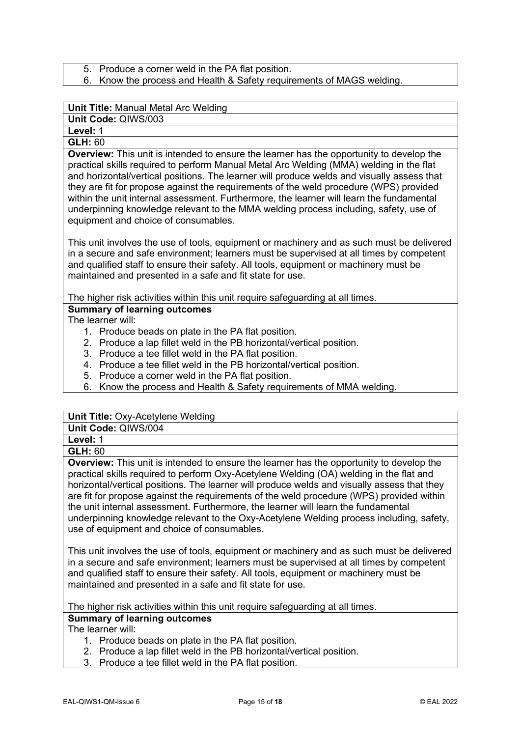5. Produce a corner weld in the PA flat position.
6. Know the process and Health & Safety requirements of MAGS welding.

**Unit Title:** Manual Metal Arc Welding

**Unit Code:** QIWS/003

**Level:** 1

**GLH:** 60

**Overview:** This unit is intended to ensure the learner has the opportunity to develop the practical skills required to perform Manual Metal Arc Welding (MMA) welding in the flat and horizontal/vertical positions. The learner will produce welds and visually assess that they are fit for propose against the requirements of the weld procedure (WPS) provided within the unit internal assessment. Furthermore, the learner will learn the fundamental underpinning knowledge relevant to the MMA welding process including, safety, use of equipment and choice of consumables.

This unit involves the use of tools, equipment or machinery and as such must be delivered in a secure and safe environment; learners must be supervised at all times by competent and qualified staff to ensure their safety. All tools, equipment or machinery must be maintained and presented in a safe and fit state for use.

The higher risk activities within this unit require safeguarding at all times.

**Summary of learning outcomes**

The learner will:

1. Produce beads on plate in the PA flat position.
2. Produce a lap fillet weld in the PB horizontal/vertical position.
3. Produce a tee fillet weld in the PA flat position.
4. Produce a tee fillet weld in the PB horizontal/vertical position.
5. Produce a corner weld in the PA flat position.
6. Know the process and Health & Safety requirements of MMA welding.

**Unit Title:** Oxy-Acetylene Welding

**Unit Code:** QIWS/004

**Level:** 1

**GLH:** 60

**Overview:** This unit is intended to ensure the learner has the opportunity to develop the practical skills required to perform Oxy-Acetylene Welding (OA) welding in the flat and horizontal/vertical positions. The learner will produce welds and visually assess that they are fit for propose against the requirements of the weld procedure (WPS) provided within the unit internal assessment. Furthermore, the learner will learn the fundamental underpinning knowledge relevant to the Oxy-Acetylene Welding process including, safety, use of equipment and choice of consumables.

This unit involves the use of tools, equipment or machinery and as such must be delivered in a secure and safe environment; learners must be supervised at all times by competent and qualified staff to ensure their safety. All tools, equipment or machinery must be maintained and presented in a safe and fit state for use.

The higher risk activities within this unit require safeguarding at all times.

**Summary of learning outcomes**

The learner will:

1. Produce beads on plate in the PA flat position.
2. Produce a lap fillet weld in the PB horizontal/vertical position.
3. Produce a tee fillet weld in the PA flat position.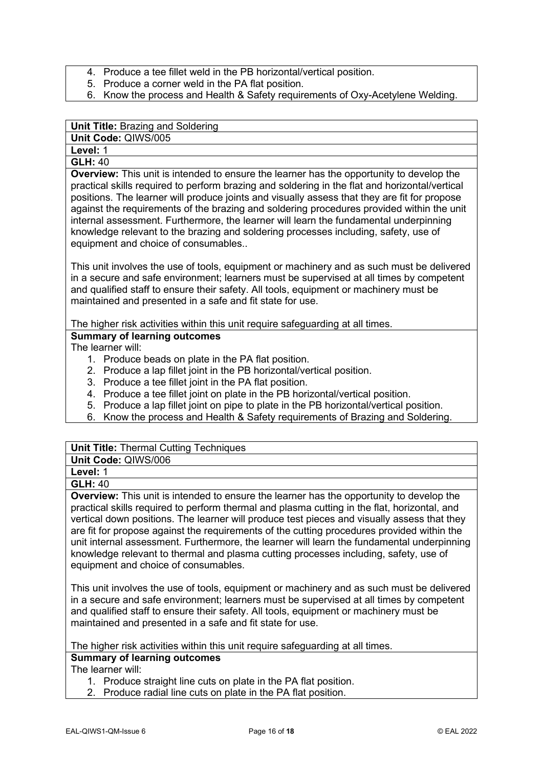4. Produce a tee fillet weld in the PB horizontal/vertical position.
5. Produce a corner weld in the PA flat position.
6. Know the process and Health & Safety requirements of Oxy-Acetylene Welding.

**Unit Title:** Brazing and Soldering

**Unit Code:** QIWS/005

**Level:** 1

**GLH:** 40

**Overview:** This unit is intended to ensure the learner has the opportunity to develop the practical skills required to perform brazing and soldering in the flat and horizontal/vertical positions. The learner will produce joints and visually assess that they are fit for propose against the requirements of the brazing and soldering procedures provided within the unit internal assessment. Furthermore, the learner will learn the fundamental underpinning knowledge relevant to the brazing and soldering processes including, safety, use of equipment and choice of consumables..

This unit involves the use of tools, equipment or machinery and as such must be delivered in a secure and safe environment; learners must be supervised at all times by competent and qualified staff to ensure their safety. All tools, equipment or machinery must be maintained and presented in a safe and fit state for use.

The higher risk activities within this unit require safeguarding at all times.

**Summary of learning outcomes**

The learner will:

1. Produce beads on plate in the PA flat position.
2. Produce a lap fillet joint in the PB horizontal/vertical position.
3. Produce a tee fillet joint in the PA flat position.
4. Produce a tee fillet joint on plate in the PB horizontal/vertical position.
5. Produce a lap fillet joint on pipe to plate in the PB horizontal/vertical position.
6. Know the process and Health & Safety requirements of Brazing and Soldering.

**Unit Title:** Thermal Cutting Techniques

**Unit Code:** QIWS/006

**Level:** 1

**GLH:** 40

**Overview:** This unit is intended to ensure the learner has the opportunity to develop the practical skills required to perform thermal and plasma cutting in the flat, horizontal, and vertical down positions. The learner will produce test pieces and visually assess that they are fit for propose against the requirements of the cutting procedures provided within the unit internal assessment. Furthermore, the learner will learn the fundamental underpinning knowledge relevant to thermal and plasma cutting processes including, safety, use of equipment and choice of consumables.

This unit involves the use of tools, equipment or machinery and as such must be delivered in a secure and safe environment; learners must be supervised at all times by competent and qualified staff to ensure their safety. All tools, equipment or machinery must be maintained and presented in a safe and fit state for use.

The higher risk activities within this unit require safeguarding at all times.

**Summary of learning outcomes**

The learner will:

1. Produce straight line cuts on plate in the PA flat position.
2. Produce radial line cuts on plate in the PA flat position.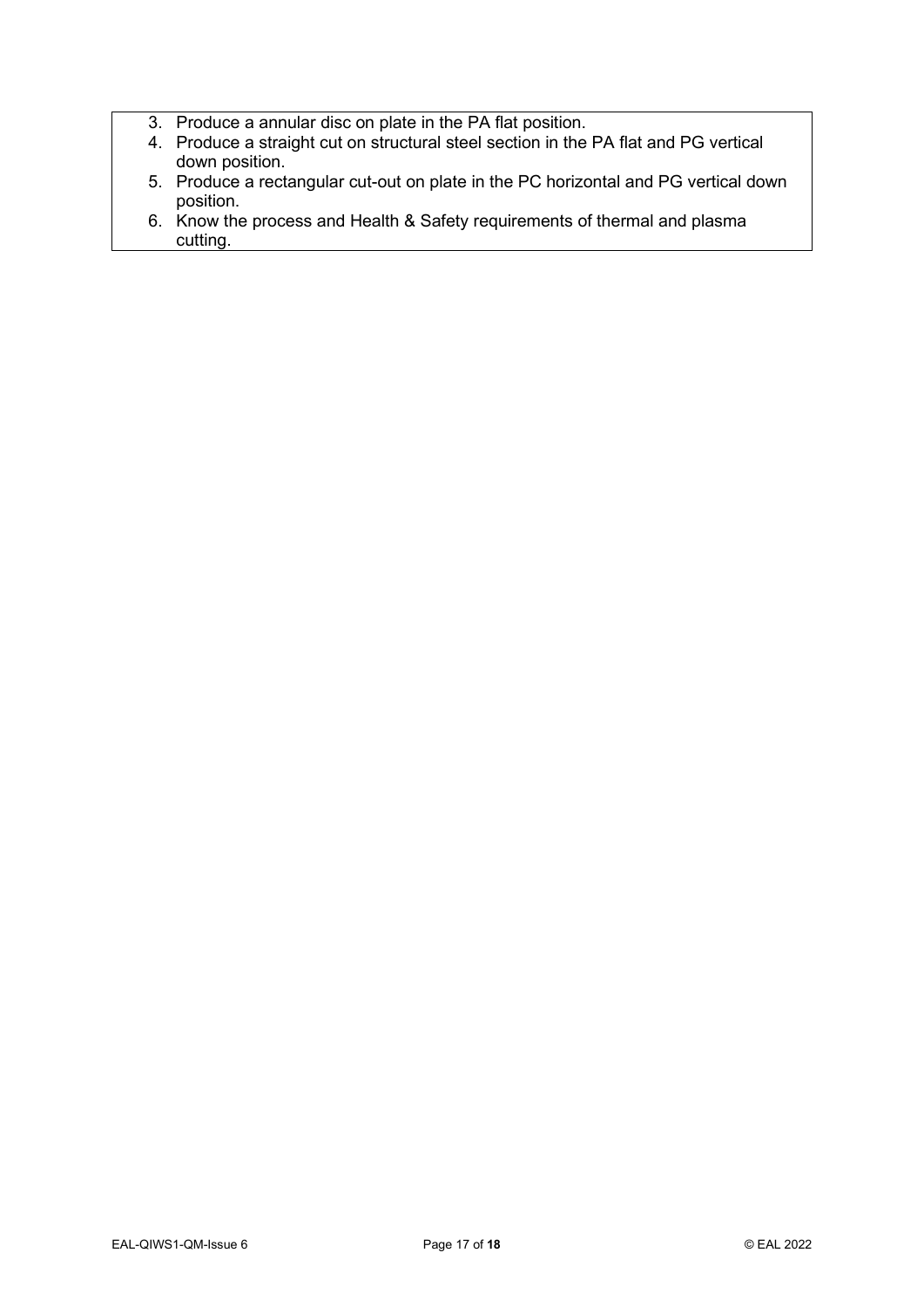3. Produce a annular disc on plate in the PA flat position.
4. Produce a straight cut on structural steel section in the PA flat and PG vertical down position.
5. Produce a rectangular cut-out on plate in the PC horizontal and PG vertical down position.
6. Know the process and Health & Safety requirements of thermal and plasma cutting.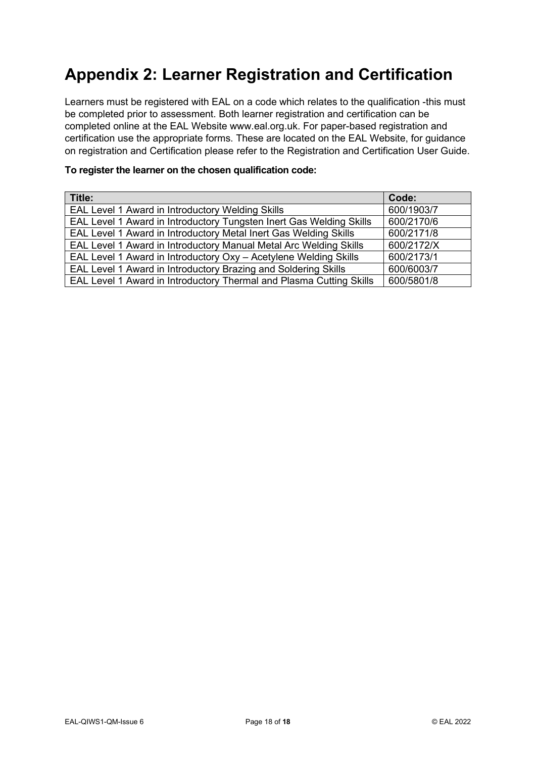# Appendix 2: Learner Registration and Certification

Learners must be registered with EAL on a code which relates to the qualification -this must be completed prior to assessment. Both learner registration and certification can be completed online at the EAL Website www.eal.org.uk. For paper-based registration and certification use the appropriate forms. These are located on the EAL Website, for guidance on registration and Certification please refer to the Registration and Certification User Guide.

**To register the learner on the chosen qualification code:**

| Title: | Code: |
|---|---|
| EAL Level 1 Award in Introductory Welding Skills | 600/1903/7 |
| EAL Level 1 Award in Introductory Tungsten Inert Gas Welding Skills | 600/2170/6 |
| EAL Level 1 Award in Introductory Metal Inert Gas Welding Skills | 600/2171/8 |
| EAL Level 1 Award in Introductory Manual Metal Arc Welding Skills | 600/2172/X |
| EAL Level 1 Award in Introductory Oxy – Acetylene Welding Skills | 600/2173/1 |
| EAL Level 1 Award in Introductory Brazing and Soldering Skills | 600/6003/7 |
| EAL Level 1 Award in Introductory Thermal and Plasma Cutting Skills | 600/5801/8 |